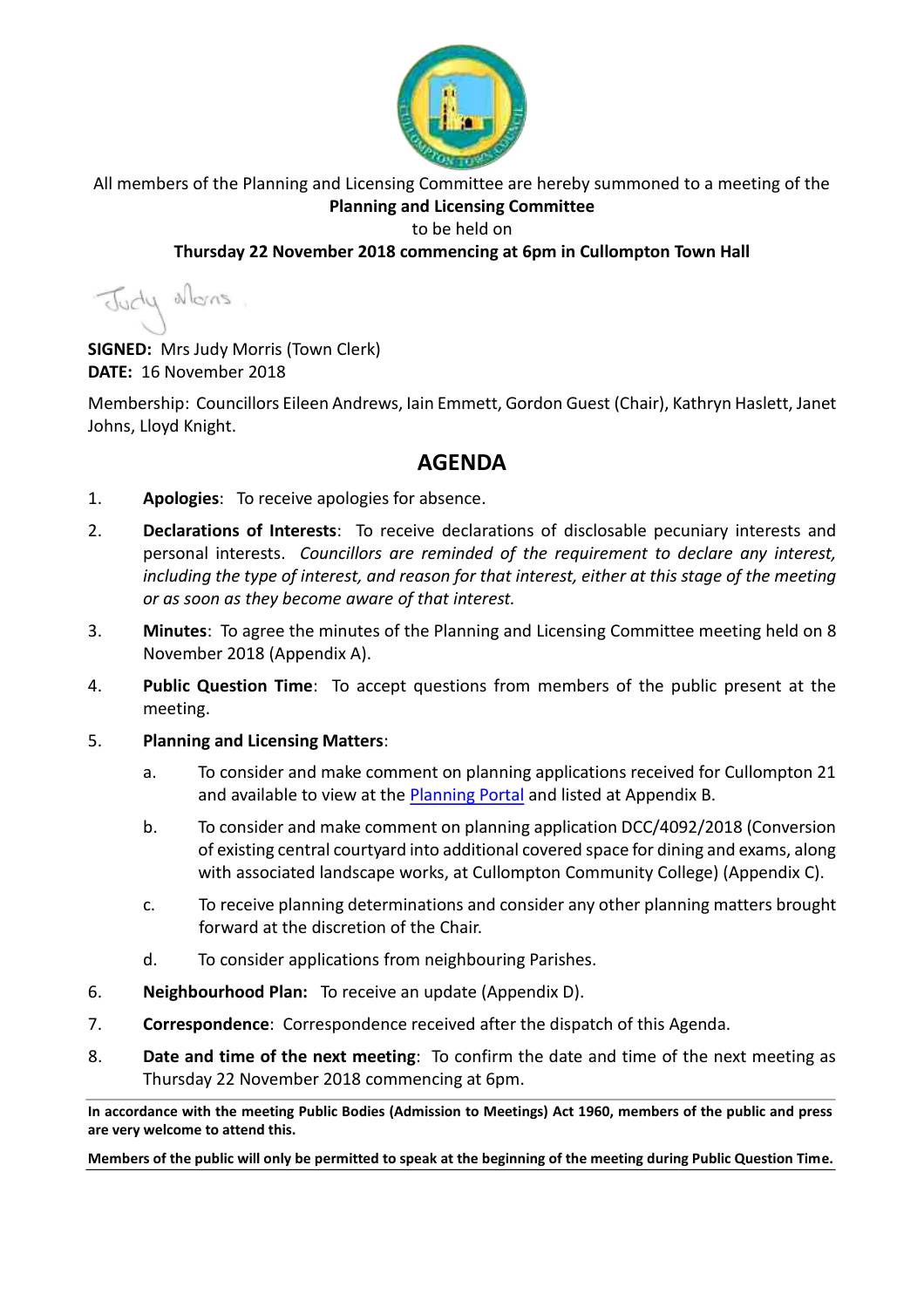All members of the Planning and Licensing Committee are hereby summoned to a meeting of the

**Planning and Licensing Committee**

to be held on

**Thursday 22 November 2018 commencing at 6pm in Cullompton Town Hall**

**SIGNED:** Mrs Judy Morris (Town Clerk)
**DATE:** 16 November 2018

Membership: Councillors Eileen Andrews, Iain Emmett, Gordon Guest (Chair), Kathryn Haslett, Janet Johns, Lloyd Knight.

# AGENDA

1. **Apologies**: To receive apologies for absence.

2. **Declarations of Interests**: To receive declarations of disclosable pecuniary interests and personal interests. *Councillors are reminded of the requirement to declare any interest, including the type of interest, and reason for that interest, either at this stage of the meeting or as soon as they become aware of that interest.*

3. **Minutes**: To agree the minutes of the Planning and Licensing Committee meeting held on 8 November 2018 (Appendix A).

4. **Public Question Time**: To accept questions from members of the public present at the meeting.

5. **Planning and Licensing Matters**:

   a. To consider and make comment on planning applications received for Cullompton 21 and available to view at the Planning Portal and listed at Appendix B.

   b. To consider and make comment on planning application DCC/4092/2018 (Conversion of existing central courtyard into additional covered space for dining and exams, along with associated landscape works, at Cullompton Community College) (Appendix C).

   c. To receive planning determinations and consider any other planning matters brought forward at the discretion of the Chair.

   d. To consider applications from neighbouring Parishes.

6. **Neighbourhood Plan:** To receive an update (Appendix D).

7. **Correspondence**: Correspondence received after the dispatch of this Agenda.

8. **Date and time of the next meeting**: To confirm the date and time of the next meeting as Thursday 22 November 2018 commencing at 6pm.

---

**In accordance with the meeting Public Bodies (Admission to Meetings) Act 1960, members of the public and press are very welcome to attend this.**

**Members of the public will only be permitted to speak at the beginning of the meeting during Public Question Time.**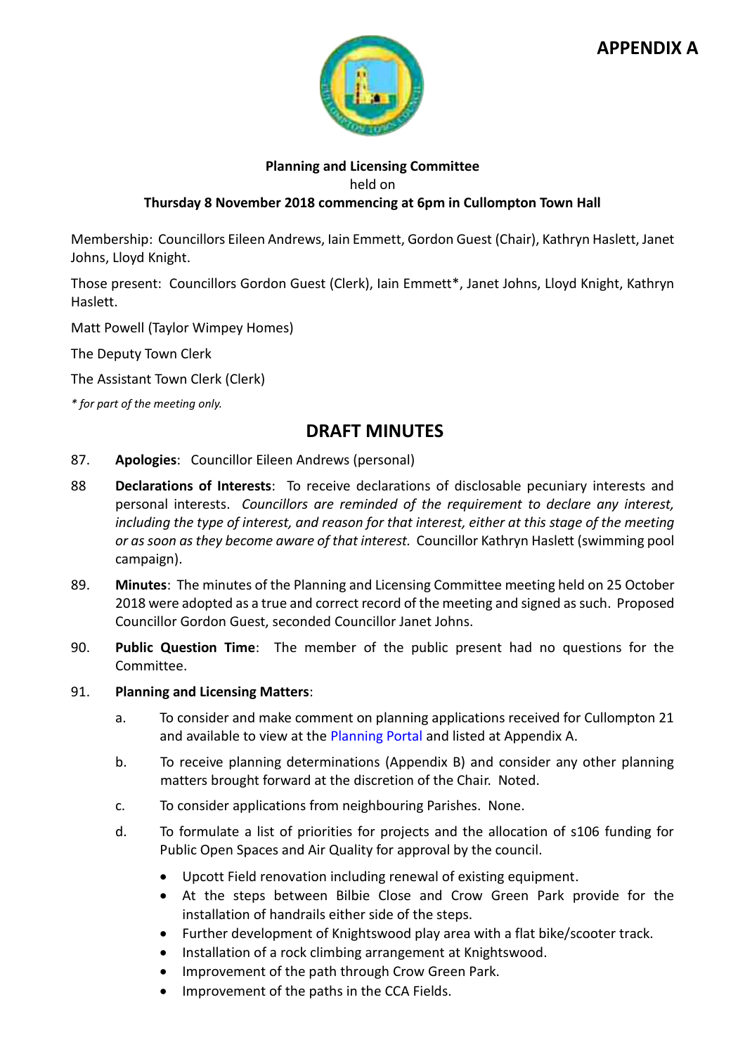**APPENDIX A**

**Planning and Licensing Committee**

held on

**Thursday 8 November 2018 commencing at 6pm in Cullompton Town Hall**

Membership: Councillors Eileen Andrews, Iain Emmett, Gordon Guest (Chair), Kathryn Haslett, Janet Johns, Lloyd Knight.

Those present: Councillors Gordon Guest (Clerk), Iain Emmett*, Janet Johns, Lloyd Knight, Kathryn Haslett.

Matt Powell (Taylor Wimpey Homes)

The Deputy Town Clerk

The Assistant Town Clerk (Clerk)

*\* for part of the meeting only.*

## DRAFT MINUTES

87. **Apologies**: Councillor Eileen Andrews (personal)

88. **Declarations of Interests**: To receive declarations of disclosable pecuniary interests and personal interests. *Councillors are reminded of the requirement to declare any interest, including the type of interest, and reason for that interest, either at this stage of the meeting or as soon as they become aware of that interest.* Councillor Kathryn Haslett (swimming pool campaign).

89. **Minutes**: The minutes of the Planning and Licensing Committee meeting held on 25 October 2018 were adopted as a true and correct record of the meeting and signed as such. Proposed Councillor Gordon Guest, seconded Councillor Janet Johns.

90. **Public Question Time**: The member of the public present had no questions for the Committee.

91. **Planning and Licensing Matters**:

    a. To consider and make comment on planning applications received for Cullompton 21 and available to view at the Planning Portal and listed at Appendix A.

    b. To receive planning determinations (Appendix B) and consider any other planning matters brought forward at the discretion of the Chair. Noted.

    c. To consider applications from neighbouring Parishes. None.

    d. To formulate a list of priorities for projects and the allocation of s106 funding for Public Open Spaces and Air Quality for approval by the council.

    - Upcott Field renovation including renewal of existing equipment.
    - At the steps between Bilbie Close and Crow Green Park provide for the installation of handrails either side of the steps.
    - Further development of Knightswood play area with a flat bike/scooter track.
    - Installation of a rock climbing arrangement at Knightswood.
    - Improvement of the path through Crow Green Park.
    - Improvement of the paths in the CCA Fields.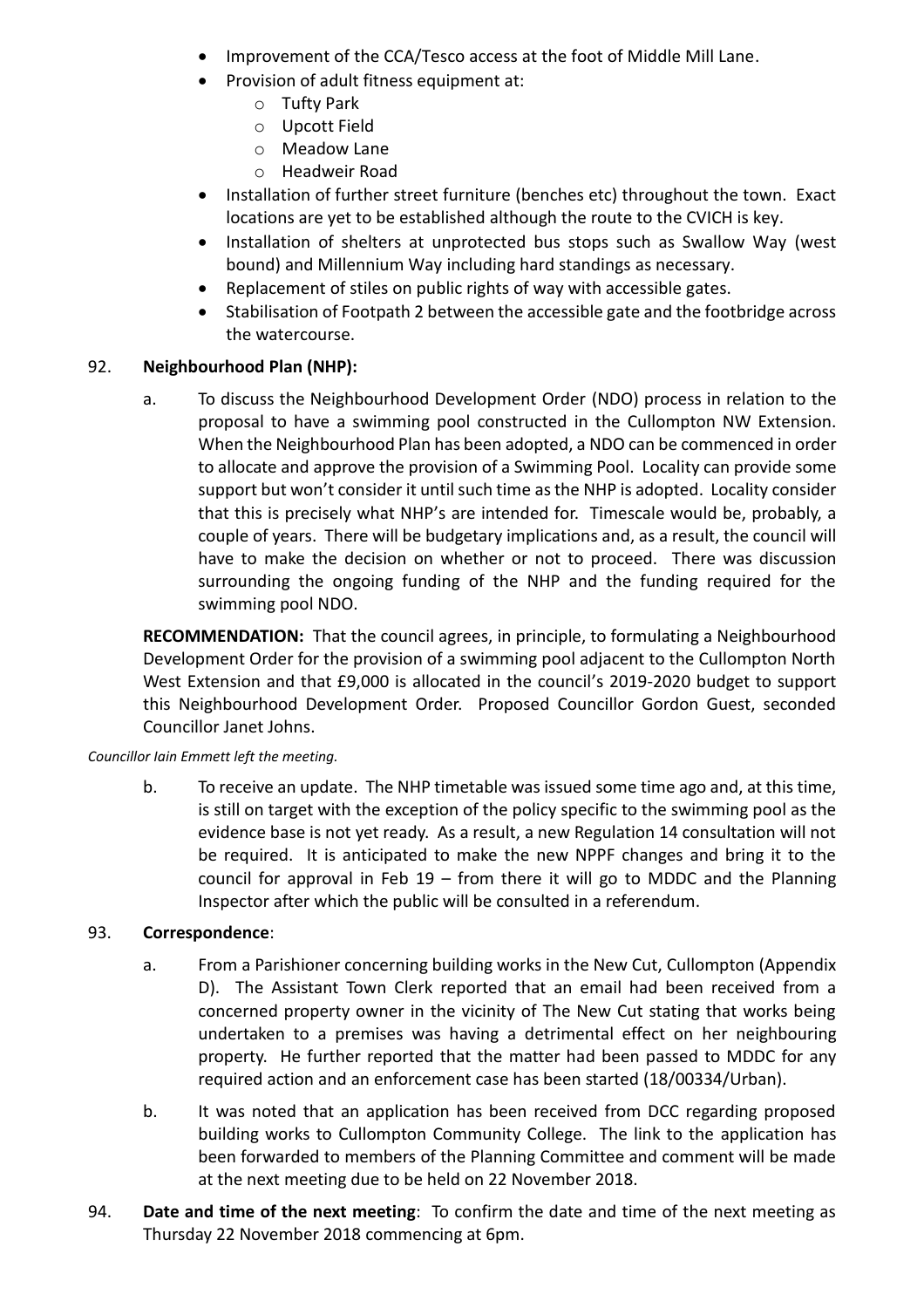- Improvement of the CCA/Tesco access at the foot of Middle Mill Lane.
- Provision of adult fitness equipment at:
  - Tufty Park
  - Upcott Field
  - Meadow Lane
  - Headweir Road
- Installation of further street furniture (benches etc) throughout the town. Exact locations are yet to be established although the route to the CVICH is key.
- Installation of shelters at unprotected bus stops such as Swallow Way (west bound) and Millennium Way including hard standings as necessary.
- Replacement of stiles on public rights of way with accessible gates.
- Stabilisation of Footpath 2 between the accessible gate and the footbridge across the watercourse.

92. **Neighbourhood Plan (NHP):**

a. To discuss the Neighbourhood Development Order (NDO) process in relation to the proposal to have a swimming pool constructed in the Cullompton NW Extension. When the Neighbourhood Plan has been adopted, a NDO can be commenced in order to allocate and approve the provision of a Swimming Pool. Locality can provide some support but won't consider it until such time as the NHP is adopted. Locality consider that this is precisely what NHP's are intended for. Timescale would be, probably, a couple of years. There will be budgetary implications and, as a result, the council will have to make the decision on whether or not to proceed. There was discussion surrounding the ongoing funding of the NHP and the funding required for the swimming pool NDO.

**RECOMMENDATION:** That the council agrees, in principle, to formulating a Neighbourhood Development Order for the provision of a swimming pool adjacent to the Cullompton North West Extension and that £9,000 is allocated in the council's 2019-2020 budget to support this Neighbourhood Development Order. Proposed Councillor Gordon Guest, seconded Councillor Janet Johns.

*Councillor Iain Emmett left the meeting.*

b. To receive an update. The NHP timetable was issued some time ago and, at this time, is still on target with the exception of the policy specific to the swimming pool as the evidence base is not yet ready. As a result, a new Regulation 14 consultation will not be required. It is anticipated to make the new NPPF changes and bring it to the council for approval in Feb 19 – from there it will go to MDDC and the Planning Inspector after which the public will be consulted in a referendum.

93. **Correspondence**:

a. From a Parishioner concerning building works in the New Cut, Cullompton (Appendix D). The Assistant Town Clerk reported that an email had been received from a concerned property owner in the vicinity of The New Cut stating that works being undertaken to a premises was having a detrimental effect on her neighbouring property. He further reported that the matter had been passed to MDDC for any required action and an enforcement case has been started (18/00334/Urban).

b. It was noted that an application has been received from DCC regarding proposed building works to Cullompton Community College. The link to the application has been forwarded to members of the Planning Committee and comment will be made at the next meeting due to be held on 22 November 2018.

94. **Date and time of the next meeting**: To confirm the date and time of the next meeting as Thursday 22 November 2018 commencing at 6pm.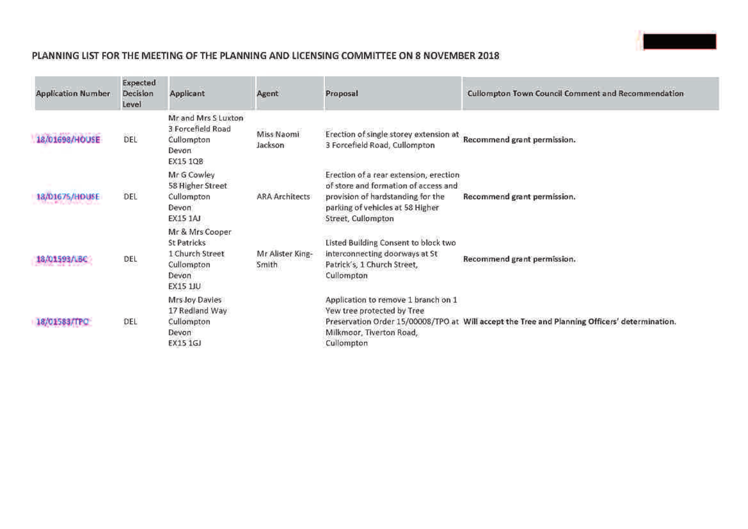## PLANNING LIST FOR THE MEETING OF THE PLANNING AND LICENSING COMMITTEE ON 8 NOVEMBER 2018

| Application Number | Expected Decision Level | Applicant | Agent | Proposal | Cullompton Town Council Comment and Recommendation |
|---|---|---|---|---|---|
| 18/01698/HOUSE | DEL | Mr and Mrs S Luxton 3 Forcefield Road Cullompton Devon EX15 1QB | Miss Naomi Jackson | Erection of single storey extension at 3 Forcefield Road, Cullompton | **Recommend grant permission.** |
| 18/01675/HOUSE | DEL | Mr G Cowley 58 Higher Street Cullompton Devon EX15 1AJ | ARA Architects | Erection of a rear extension, erection of store and formation of access and provision of hardstanding for the parking of vehicles at 58 Higher Street, Cullompton | **Recommend grant permission.** |
| 18/01593/LBC | DEL | Mr & Mrs Cooper St Patricks 1 Church Street Cullompton Devon EX15 1JU | Mr Alister King-Smith | Listed Building Consent to block two interconnecting doorways at St Patrick's, 1 Church Street, Cullompton | **Recommend grant permission.** |
| 18/01583/TPO | DEL | Mrs Joy Davies 17 Redland Way Cullompton Devon EX15 1GJ | | Application to remove 1 branch on 1 Yew tree protected by Tree Preservation Order 15/00008/TPO at Milkmoor, Tiverton Road, Cullompton | **Will accept the Tree and Planning Officers' determination.** |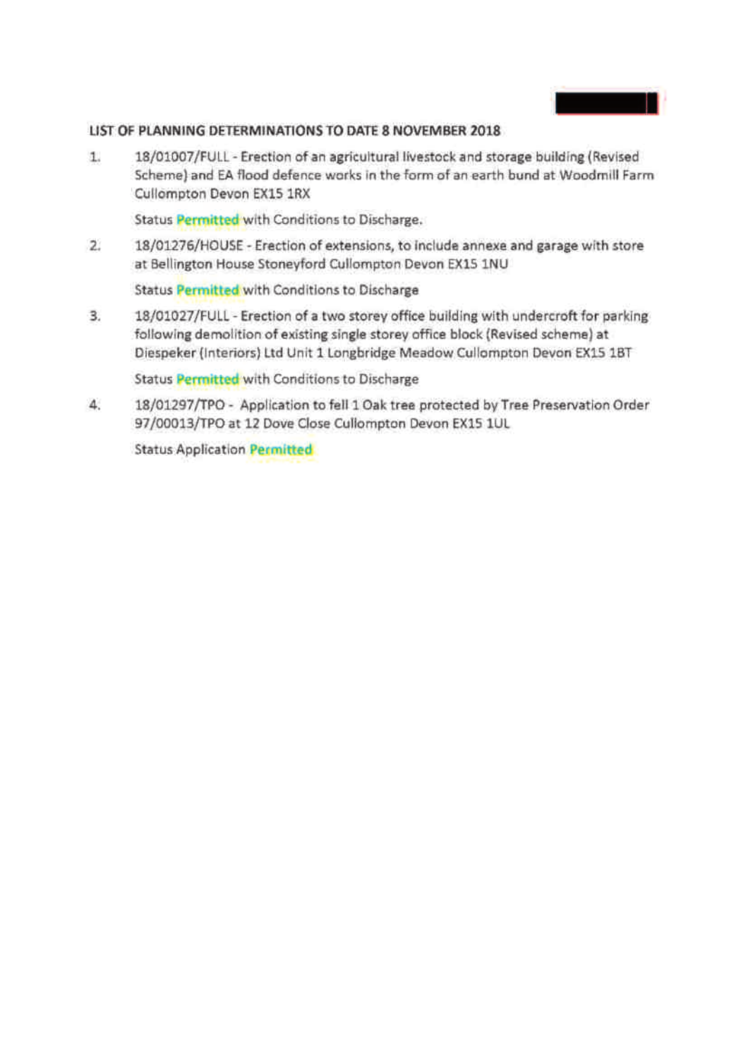**LIST OF PLANNING DETERMINATIONS TO DATE 8 NOVEMBER 2018**

1. 18/01007/FULL - Erection of an agricultural livestock and storage building (Revised Scheme) and EA flood defence works in the form of an earth bund at Woodmill Farm Cullompton Devon EX15 1RX

   Status Permitted with Conditions to Discharge.

2. 18/01276/HOUSE - Erection of extensions, to include annexe and garage with store at Bellington House Stoneyford Cullompton Devon EX15 1NU

   Status Permitted with Conditions to Discharge

3. 18/01027/FULL - Erection of a two storey office building with undercroft for parking following demolition of existing single storey office block (Revised scheme) at Diespeker (Interiors) Ltd Unit 1 Longbridge Meadow Cullompton Devon EX15 1BT

   Status Permitted with Conditions to Discharge

4. 18/01297/TPO - Application to fell 1 Oak tree protected by Tree Preservation Order 97/00013/TPO at 12 Dove Close Cullompton Devon EX15 1UL

   Status Application Permitted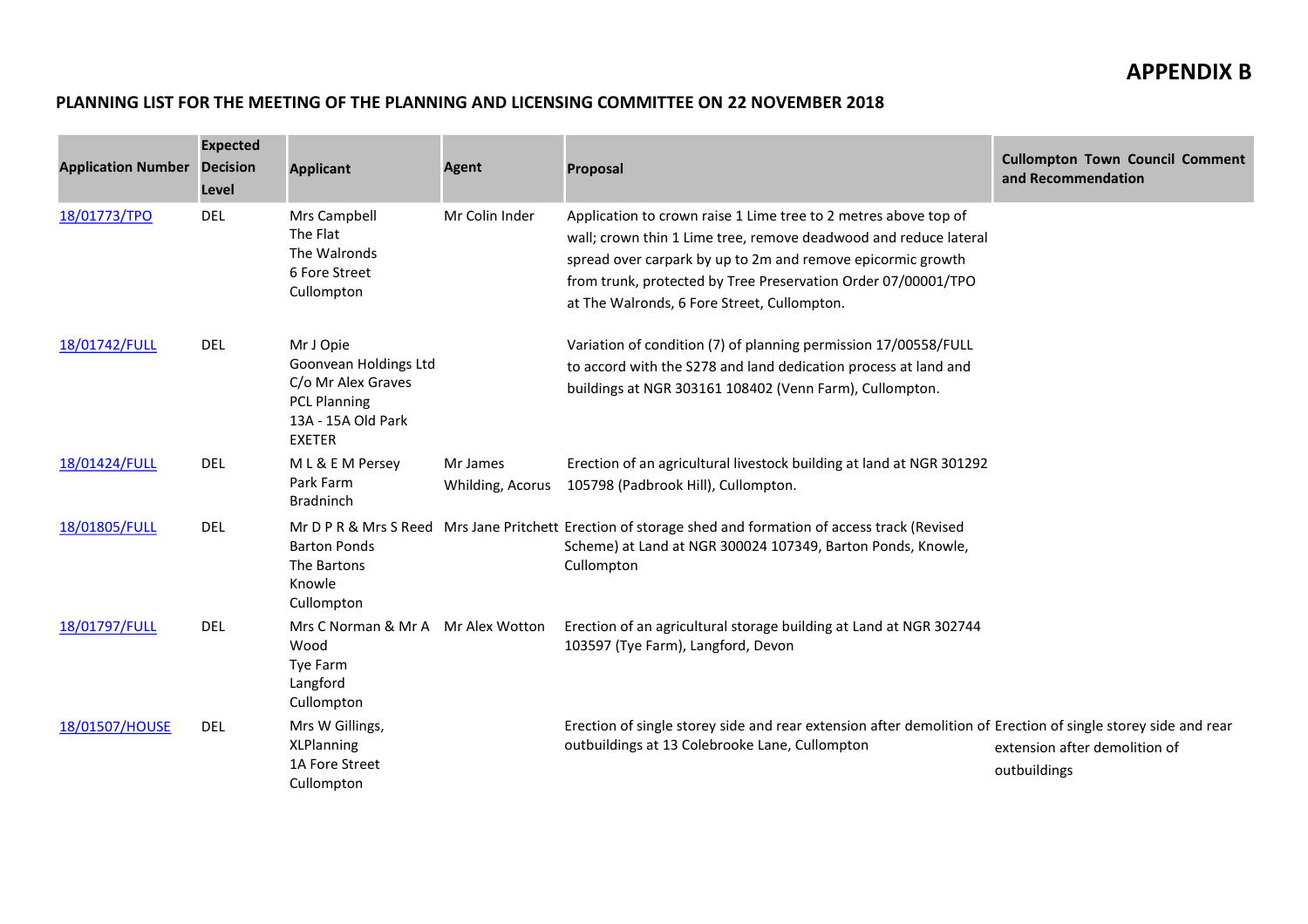# APPENDIX B

## PLANNING LIST FOR THE MEETING OF THE PLANNING AND LICENSING COMMITTEE ON 22 NOVEMBER 2018

| Application Number | Expected Decision Level | Applicant | Agent | Proposal | Cullompton Town Council Comment and Recommendation |
|---|---|---|---|---|---|
| 18/01773/TPO | DEL | Mrs Campbell<br>The Flat<br>The Walronds<br>6 Fore Street<br>Cullompton | Mr Colin Inder | Application to crown raise 1 Lime tree to 2 metres above top of wall; crown thin 1 Lime tree, remove deadwood and reduce lateral spread over carpark by up to 2m and remove epicormic growth from trunk, protected by Tree Preservation Order 07/00001/TPO at The Walronds, 6 Fore Street, Cullompton. | |
| 18/01742/FULL | DEL | Mr J Opie<br>Goonvean Holdings Ltd<br>C/o Mr Alex Graves<br>PCL Planning<br>13A - 15A Old Park<br>EXETER | | Variation of condition (7) of planning permission 17/00558/FULL to accord with the S278 and land dedication process at land and buildings at NGR 303161 108402 (Venn Farm), Cullompton. | |
| 18/01424/FULL | DEL | M L & E M Persey<br>Park Farm<br>Bradninch | Mr James Whilding, Acorus | Erection of an agricultural livestock building at land at NGR 301292 105798 (Padbrook Hill), Cullompton. | |
| 18/01805/FULL | DEL | Mr D P R & Mrs S Reed<br>Barton Ponds<br>The Bartons<br>Knowle<br>Cullompton | Mrs Jane Pritchett | Erection of storage shed and formation of access track (Revised Scheme) at Land at NGR 300024 107349, Barton Ponds, Knowle, Cullompton | |
| 18/01797/FULL | DEL | Mrs C Norman & Mr A Wood<br>Tye Farm<br>Langford<br>Cullompton | Mr Alex Wotton | Erection of an agricultural storage building at Land at NGR 302744 103597 (Tye Farm), Langford, Devon | |
| 18/01507/HOUSE | DEL | Mrs W Gillings,<br>XLPlanning<br>1A Fore Street<br>Cullompton | | Erection of single storey side and rear extension after demolition of outbuildings at 13 Colebrooke Lane, Cullompton | Erection of single storey side and rear extension after demolition of outbuildings |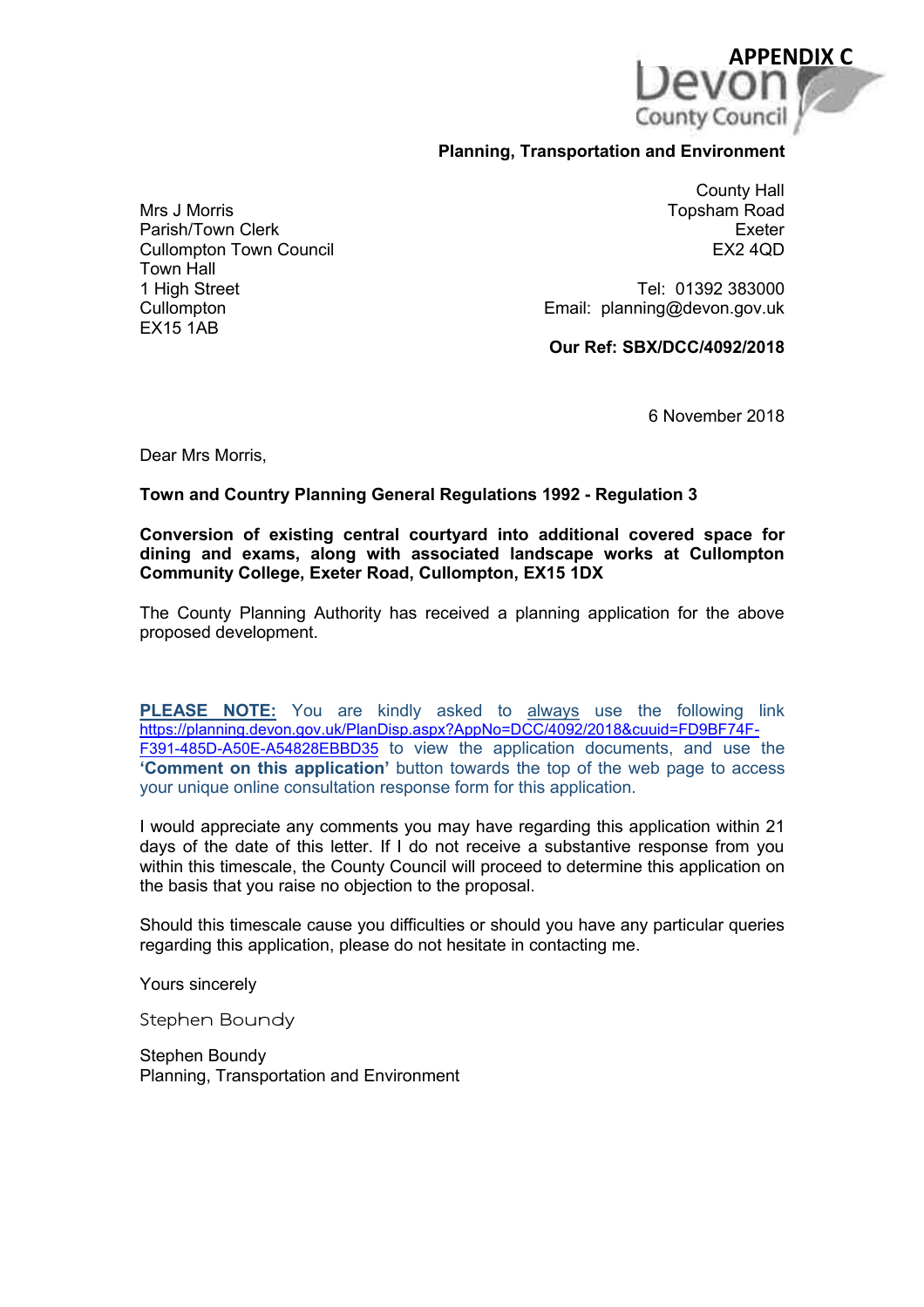**APPENDIX C**

Devon County Council

**Planning, Transportation and Environment**

County Hall
Topsham Road
Exeter
EX2 4QD

Tel: 01392 383000
Email: planning@devon.gov.uk

**Our Ref: SBX/DCC/4092/2018**

Mrs J Morris
Parish/Town Clerk
Cullompton Town Council
Town Hall
1 High Street
Cullompton
EX15 1AB

6 November 2018

Dear Mrs Morris,

**Town and Country Planning General Regulations 1992 - Regulation 3**

**Conversion of existing central courtyard into additional covered space for dining and exams, along with associated landscape works at Cullompton Community College, Exeter Road, Cullompton, EX15 1DX**

The County Planning Authority has received a planning application for the above proposed development.

**PLEASE NOTE:** You are kindly asked to always use the following link https://planning.devon.gov.uk/PlanDisp.aspx?AppNo=DCC/4092/2018&cuuid=FD9BF74F-F391-485D-A50E-A54828EBBD35 to view the application documents, and use the **'Comment on this application'** button towards the top of the web page to access your unique online consultation response form for this application.

I would appreciate any comments you may have regarding this application within 21 days of the date of this letter. If I do not receive a substantive response from you within this timescale, the County Council will proceed to determine this application on the basis that you raise no objection to the proposal.

Should this timescale cause you difficulties or should you have any particular queries regarding this application, please do not hesitate in contacting me.

Yours sincerely

Stephen Boundy

Stephen Boundy
Planning, Transportation and Environment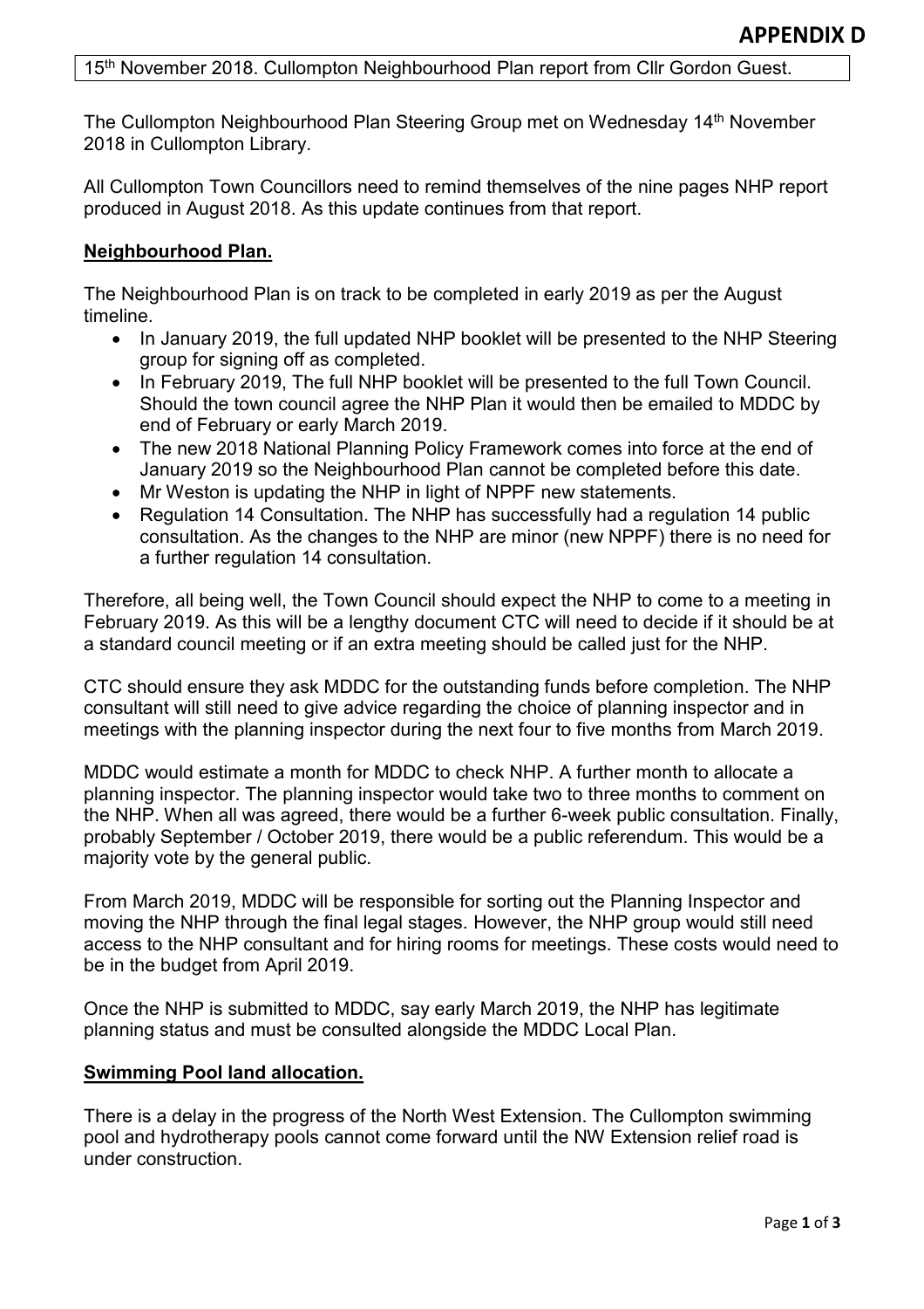**APPENDIX D**

15th November 2018. Cullompton Neighbourhood Plan report from Cllr Gordon Guest.

The Cullompton Neighbourhood Plan Steering Group met on Wednesday 14th November 2018 in Cullompton Library.

All Cullompton Town Councillors need to remind themselves of the nine pages NHP report produced in August 2018. As this update continues from that report.

## Neighbourhood Plan.

The Neighbourhood Plan is on track to be completed in early 2019 as per the August timeline.

- In January 2019, the full updated NHP booklet will be presented to the NHP Steering group for signing off as completed.
- In February 2019, The full NHP booklet will be presented to the full Town Council. Should the town council agree the NHP Plan it would then be emailed to MDDC by end of February or early March 2019.
- The new 2018 National Planning Policy Framework comes into force at the end of January 2019 so the Neighbourhood Plan cannot be completed before this date.
- Mr Weston is updating the NHP in light of NPPF new statements.
- Regulation 14 Consultation. The NHP has successfully had a regulation 14 public consultation. As the changes to the NHP are minor (new NPPF) there is no need for a further regulation 14 consultation.

Therefore, all being well, the Town Council should expect the NHP to come to a meeting in February 2019. As this will be a lengthy document CTC will need to decide if it should be at a standard council meeting or if an extra meeting should be called just for the NHP.

CTC should ensure they ask MDDC for the outstanding funds before completion. The NHP consultant will still need to give advice regarding the choice of planning inspector and in meetings with the planning inspector during the next four to five months from March 2019.

MDDC would estimate a month for MDDC to check NHP. A further month to allocate a planning inspector. The planning inspector would take two to three months to comment on the NHP. When all was agreed, there would be a further 6-week public consultation. Finally, probably September / October 2019, there would be a public referendum. This would be a majority vote by the general public.

From March 2019, MDDC will be responsible for sorting out the Planning Inspector and moving the NHP through the final legal stages. However, the NHP group would still need access to the NHP consultant and for hiring rooms for meetings. These costs would need to be in the budget from April 2019.

Once the NHP is submitted to MDDC, say early March 2019, the NHP has legitimate planning status and must be consulted alongside the MDDC Local Plan.

## Swimming Pool land allocation.

There is a delay in the progress of the North West Extension. The Cullompton swimming pool and hydrotherapy pools cannot come forward until the NW Extension relief road is under construction.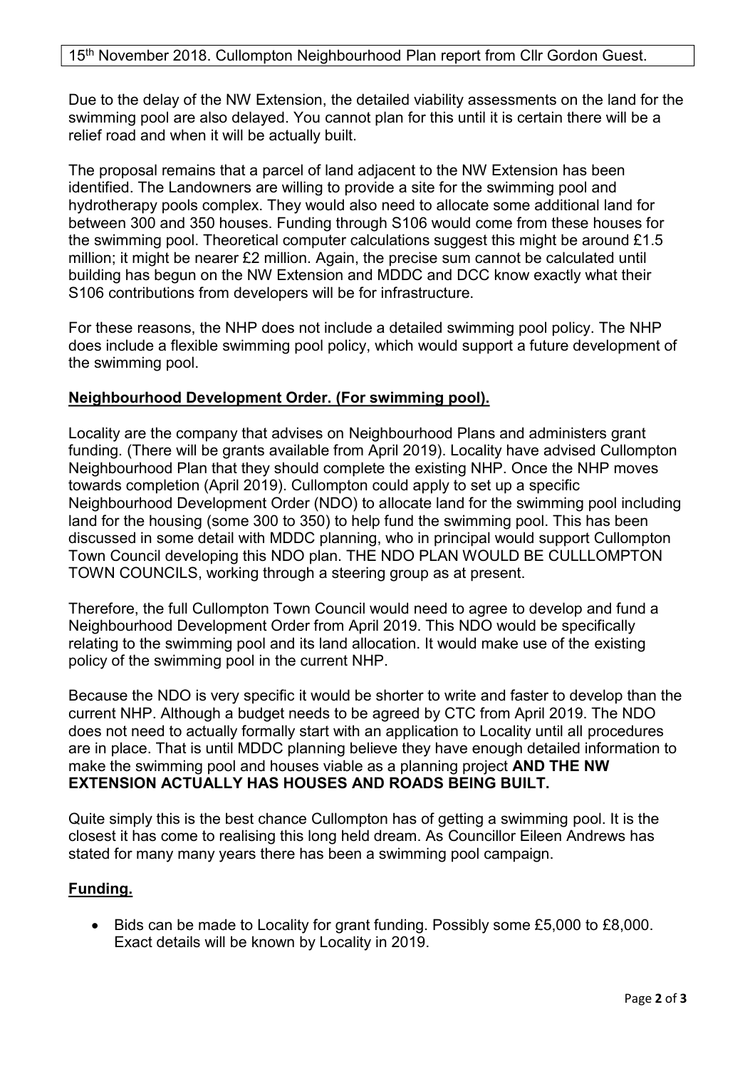15th November 2018. Cullompton Neighbourhood Plan report from Cllr Gordon Guest.

Due to the delay of the NW Extension, the detailed viability assessments on the land for the swimming pool are also delayed. You cannot plan for this until it is certain there will be a relief road and when it will be actually built.

The proposal remains that a parcel of land adjacent to the NW Extension has been identified. The Landowners are willing to provide a site for the swimming pool and hydrotherapy pools complex. They would also need to allocate some additional land for between 300 and 350 houses. Funding through S106 would come from these houses for the swimming pool. Theoretical computer calculations suggest this might be around £1.5 million; it might be nearer £2 million. Again, the precise sum cannot be calculated until building has begun on the NW Extension and MDDC and DCC know exactly what their S106 contributions from developers will be for infrastructure.

For these reasons, the NHP does not include a detailed swimming pool policy. The NHP does include a flexible swimming pool policy, which would support a future development of the swimming pool.

**Neighbourhood Development Order. (For swimming pool).**

Locality are the company that advises on Neighbourhood Plans and administers grant funding. (There will be grants available from April 2019). Locality have advised Cullompton Neighbourhood Plan that they should complete the existing NHP. Once the NHP moves towards completion (April 2019). Cullompton could apply to set up a specific Neighbourhood Development Order (NDO) to allocate land for the swimming pool including land for the housing (some 300 to 350) to help fund the swimming pool. This has been discussed in some detail with MDDC planning, who in principal would support Cullompton Town Council developing this NDO plan. THE NDO PLAN WOULD BE CULLLOMPTON TOWN COUNCILS, working through a steering group as at present.

Therefore, the full Cullompton Town Council would need to agree to develop and fund a Neighbourhood Development Order from April 2019. This NDO would be specifically relating to the swimming pool and its land allocation. It would make use of the existing policy of the swimming pool in the current NHP.

Because the NDO is very specific it would be shorter to write and faster to develop than the current NHP. Although a budget needs to be agreed by CTC from April 2019. The NDO does not need to actually formally start with an application to Locality until all procedures are in place. That is until MDDC planning believe they have enough detailed information to make the swimming pool and houses viable as a planning project **AND THE NW EXTENSION ACTUALLY HAS HOUSES AND ROADS BEING BUILT.**

Quite simply this is the best chance Cullompton has of getting a swimming pool. It is the closest it has come to realising this long held dream. As Councillor Eileen Andrews has stated for many many years there has been a swimming pool campaign.

**Funding.**

- Bids can be made to Locality for grant funding. Possibly some £5,000 to £8,000. Exact details will be known by Locality in 2019.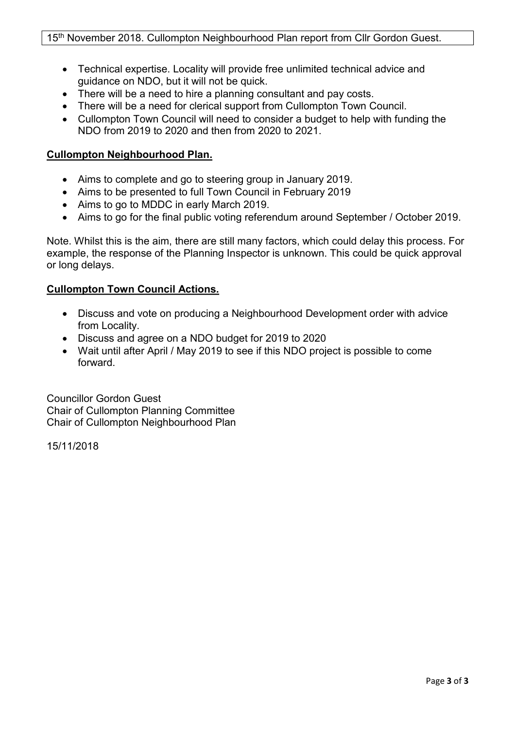- Technical expertise. Locality will provide free unlimited technical advice and guidance on NDO, but it will not be quick.
- There will be a need to hire a planning consultant and pay costs.
- There will be a need for clerical support from Cullompton Town Council.
- Cullompton Town Council will need to consider a budget to help with funding the NDO from 2019 to 2020 and then from 2020 to 2021.

**Cullompton Neighbourhood Plan.**

- Aims to complete and go to steering group in January 2019.
- Aims to be presented to full Town Council in February 2019
- Aims to go to MDDC in early March 2019.
- Aims to go for the final public voting referendum around September / October 2019.

Note. Whilst this is the aim, there are still many factors, which could delay this process. For example, the response of the Planning Inspector is unknown. This could be quick approval or long delays.

**Cullompton Town Council Actions.**

- Discuss and vote on producing a Neighbourhood Development order with advice from Locality.
- Discuss and agree on a NDO budget for 2019 to 2020
- Wait until after April / May 2019 to see if this NDO project is possible to come forward.

Councillor Gordon Guest
Chair of Cullompton Planning Committee
Chair of Cullompton Neighbourhood Plan

15/11/2018